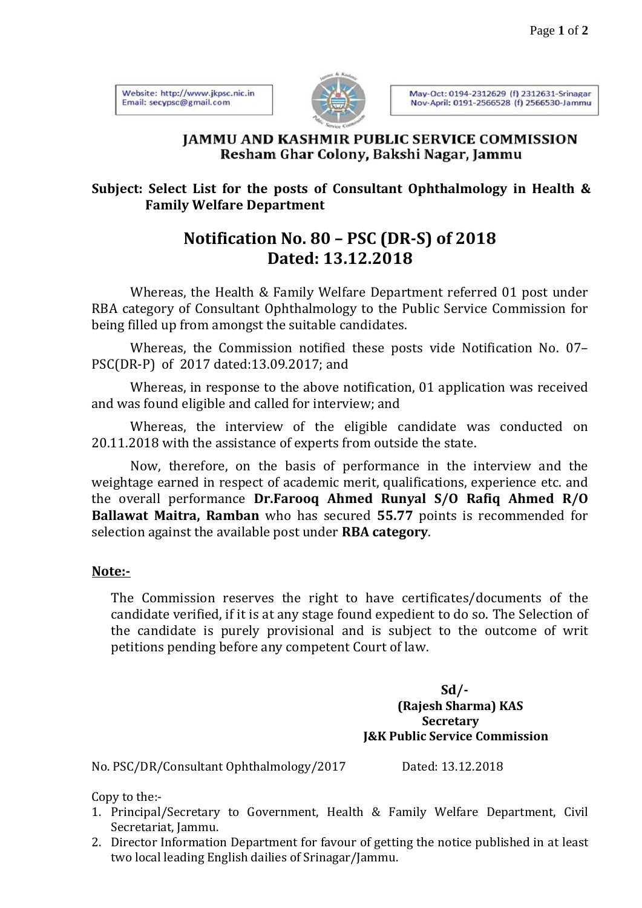Website: http://www.jkpsc.nic.in
Email: secypsc@gmail.com

May-Oct: 0194-2312629 (f) 2312631-Srinagar
Nov-April: 0191-2566528 (f) 2566530-Jammu

**JAMMU AND KASHMIR PUBLIC SERVICE COMMISSION**
**Resham Ghar Colony, Bakshi Nagar, Jammu**

**Subject: Select List for the posts of Consultant Ophthalmology in Health & Family Welfare Department**

## Notification No. 80 – PSC (DR-S) of 2018
## Dated: 13.12.2018

Whereas, the Health & Family Welfare Department referred 01 post under RBA category of Consultant Ophthalmology to the Public Service Commission for being filled up from amongst the suitable candidates.

Whereas, the Commission notified these posts vide Notification No. 07–PSC(DR-P) of 2017 dated:13.09.2017; and

Whereas, in response to the above notification, 01 application was received and was found eligible and called for interview; and

Whereas, the interview of the eligible candidate was conducted on 20.11.2018 with the assistance of experts from outside the state.

Now, therefore, on the basis of performance in the interview and the weightage earned in respect of academic merit, qualifications, experience etc. and the overall performance **Dr.Farooq Ahmed Runyal S/O Rafiq Ahmed R/O Ballawat Maitra, Ramban** who has secured **55.77** points is recommended for selection against the available post under **RBA category**.

**Note:-**

The Commission reserves the right to have certificates/documents of the candidate verified, if it is at any stage found expedient to do so. The Selection of the candidate is purely provisional and is subject to the outcome of writ petitions pending before any competent Court of law.

**Sd/-**
**(Rajesh Sharma) KAS**
**Secretary**
**J&K Public Service Commission**

No. PSC/DR/Consultant Ophthalmology/2017 Dated: 13.12.2018

Copy to the:-

1. Principal/Secretary to Government, Health & Family Welfare Department, Civil Secretariat, Jammu.
2. Director Information Department for favour of getting the notice published in at least two local leading English dailies of Srinagar/Jammu.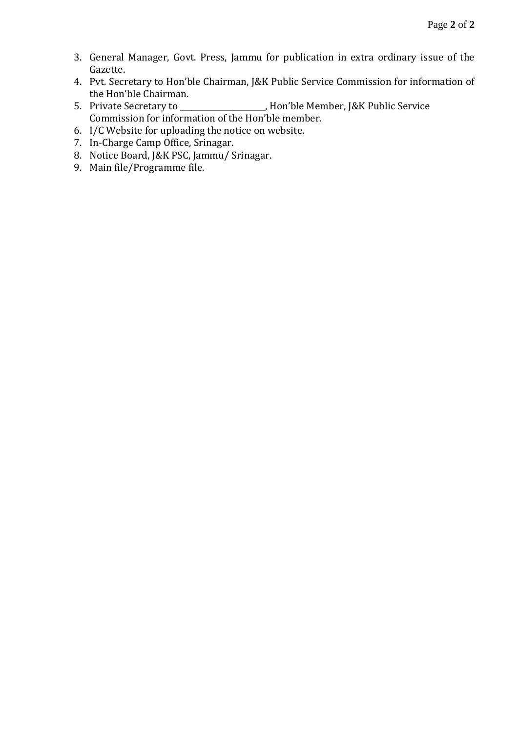3. General Manager, Govt. Press, Jammu for publication in extra ordinary issue of the Gazette.
4. Pvt. Secretary to Hon'ble Chairman, J&K Public Service Commission for information of the Hon'ble Chairman.
5. Private Secretary to ______________________, Hon'ble Member, J&K Public Service Commission for information of the Hon'ble member.
6. I/C Website for uploading the notice on website.
7. In-Charge Camp Office, Srinagar.
8. Notice Board, J&K PSC, Jammu/ Srinagar.
9. Main file/Programme file.